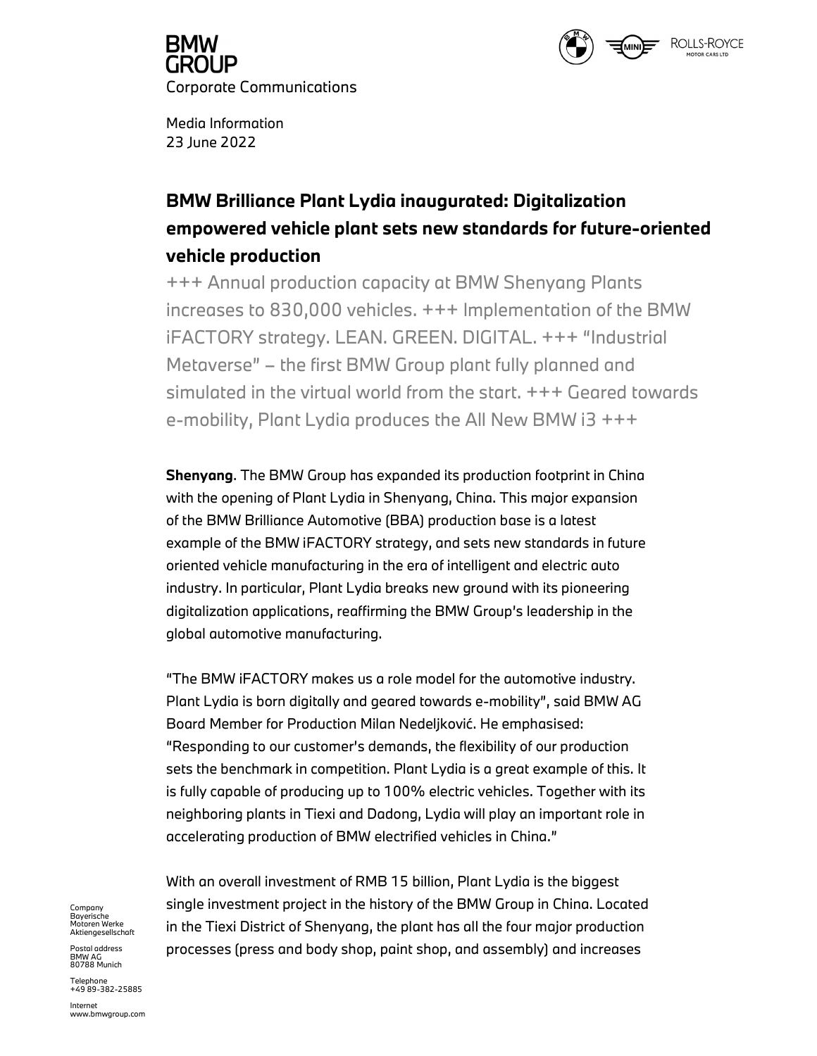BMW GROUP
Corporate Communications

Media Information
23 June 2022

# BMW Brilliance Plant Lydia inaugurated: Digitalization empowered vehicle plant sets new standards for future-oriented vehicle production

+++ Annual production capacity at BMW Shenyang Plants increases to 830,000 vehicles. +++ Implementation of the BMW iFACTORY strategy. LEAN. GREEN. DIGITAL. +++ "Industrial Metaverse" – the first BMW Group plant fully planned and simulated in the virtual world from the start. +++ Geared towards e-mobility, Plant Lydia produces the All New BMW i3 +++

**Shenyang**. The BMW Group has expanded its production footprint in China with the opening of Plant Lydia in Shenyang, China. This major expansion of the BMW Brilliance Automotive (BBA) production base is a latest example of the BMW iFACTORY strategy, and sets new standards in future oriented vehicle manufacturing in the era of intelligent and electric auto industry. In particular, Plant Lydia breaks new ground with its pioneering digitalization applications, reaffirming the BMW Group's leadership in the global automotive manufacturing.

"The BMW iFACTORY makes us a role model for the automotive industry. Plant Lydia is born digitally and geared towards e-mobility", said BMW AG Board Member for Production Milan Nedeljković. He emphasised: "Responding to our customer's demands, the flexibility of our production sets the benchmark in competition. Plant Lydia is a great example of this. It is fully capable of producing up to 100% electric vehicles. Together with its neighboring plants in Tiexi and Dadong, Lydia will play an important role in accelerating production of BMW electrified vehicles in China."

With an overall investment of RMB 15 billion, Plant Lydia is the biggest single investment project in the history of the BMW Group in China. Located in the Tiexi District of Shenyang, the plant has all the four major production processes (press and body shop, paint shop, and assembly) and increases

Company
Bayerische
Motoren Werke
Aktiengesellschaft

Postal address
BMW AG
80788 Munich

Telephone
+49 89-382-25885

Internet
www.bmwgroup.com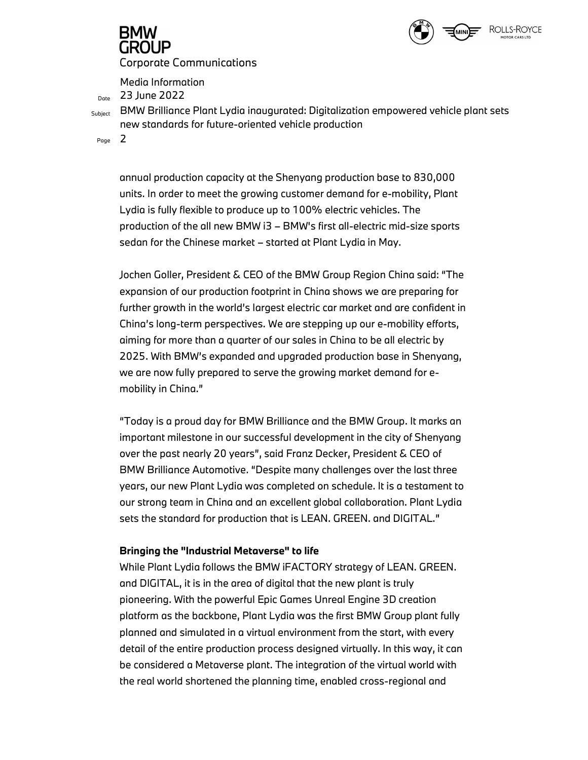annual production capacity at the Shenyang production base to 830,000 units. In order to meet the growing customer demand for e-mobility, Plant Lydia is fully flexible to produce up to 100% electric vehicles. The production of the all new BMW i3 – BMW's first all-electric mid-size sports sedan for the Chinese market – started at Plant Lydia in May.

Jochen Goller, President & CEO of the BMW Group Region China said: "The expansion of our production footprint in China shows we are preparing for further growth in the world's largest electric car market and are confident in China's long-term perspectives. We are stepping up our e-mobility efforts, aiming for more than a quarter of our sales in China to be all electric by 2025. With BMW's expanded and upgraded production base in Shenyang, we are now fully prepared to serve the growing market demand for e-mobility in China."

"Today is a proud day for BMW Brilliance and the BMW Group. It marks an important milestone in our successful development in the city of Shenyang over the past nearly 20 years", said Franz Decker, President & CEO of BMW Brilliance Automotive. "Despite many challenges over the last three years, our new Plant Lydia was completed on schedule. It is a testament to our strong team in China and an excellent global collaboration. Plant Lydia sets the standard for production that is LEAN. GREEN. and DIGITAL."

**Bringing the "Industrial Metaverse" to life**

While Plant Lydia follows the BMW iFACTORY strategy of LEAN. GREEN. and DIGITAL, it is in the area of digital that the new plant is truly pioneering. With the powerful Epic Games Unreal Engine 3D creation platform as the backbone, Plant Lydia was the first BMW Group plant fully planned and simulated in a virtual environment from the start, with every detail of the entire production process designed virtually. In this way, it can be considered a Metaverse plant. The integration of the virtual world with the real world shortened the planning time, enabled cross-regional and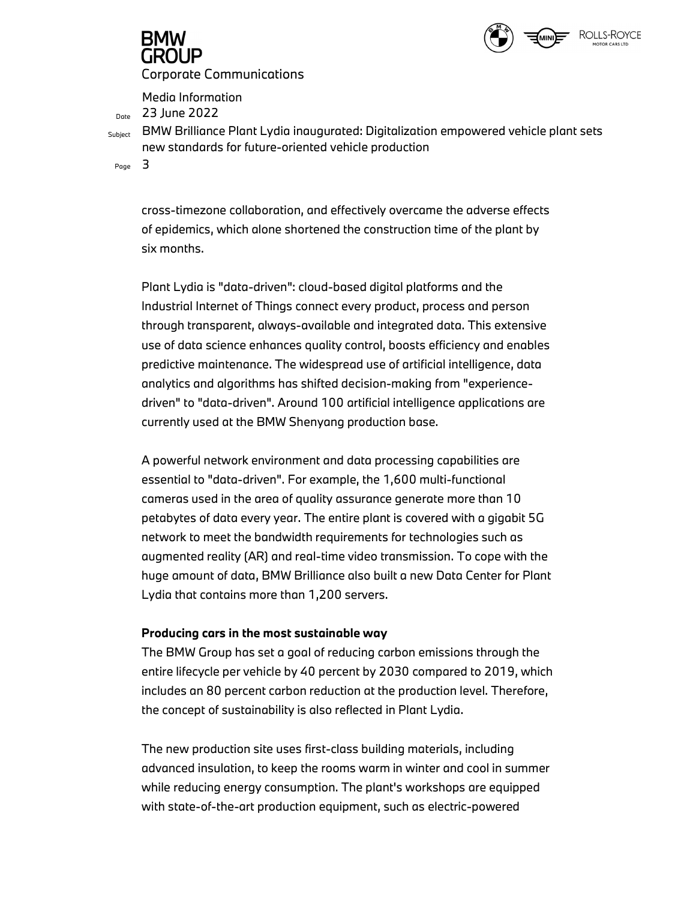cross-timezone collaboration, and effectively overcame the adverse effects of epidemics, which alone shortened the construction time of the plant by six months.

Plant Lydia is "data-driven": cloud-based digital platforms and the Industrial Internet of Things connect every product, process and person through transparent, always-available and integrated data. This extensive use of data science enhances quality control, boosts efficiency and enables predictive maintenance. The widespread use of artificial intelligence, data analytics and algorithms has shifted decision-making from "experience-driven" to "data-driven". Around 100 artificial intelligence applications are currently used at the BMW Shenyang production base.

A powerful network environment and data processing capabilities are essential to "data-driven". For example, the 1,600 multi-functional cameras used in the area of quality assurance generate more than 10 petabytes of data every year. The entire plant is covered with a gigabit 5G network to meet the bandwidth requirements for technologies such as augmented reality (AR) and real-time video transmission. To cope with the huge amount of data, BMW Brilliance also built a new Data Center for Plant Lydia that contains more than 1,200 servers.

**Producing cars in the most sustainable way**

The BMW Group has set a goal of reducing carbon emissions through the entire lifecycle per vehicle by 40 percent by 2030 compared to 2019, which includes an 80 percent carbon reduction at the production level. Therefore, the concept of sustainability is also reflected in Plant Lydia.

The new production site uses first-class building materials, including advanced insulation, to keep the rooms warm in winter and cool in summer while reducing energy consumption. The plant's workshops are equipped with state-of-the-art production equipment, such as electric-powered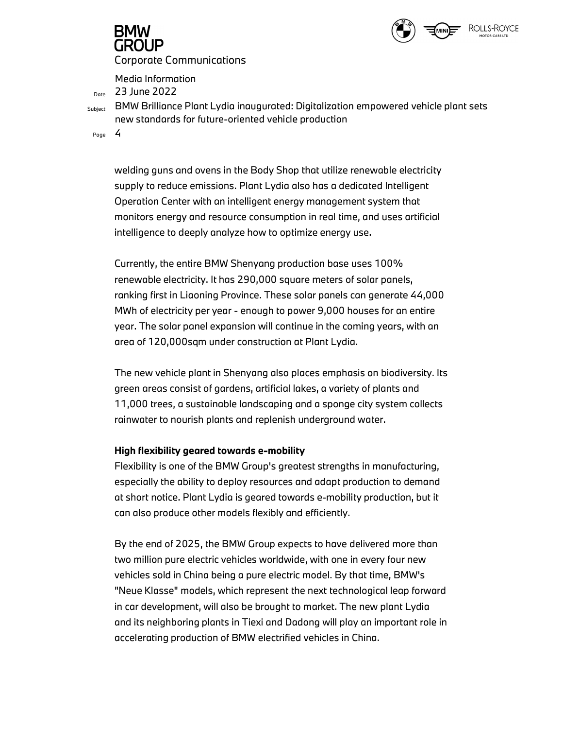welding guns and ovens in the Body Shop that utilize renewable electricity supply to reduce emissions. Plant Lydia also has a dedicated Intelligent Operation Center with an intelligent energy management system that monitors energy and resource consumption in real time, and uses artificial intelligence to deeply analyze how to optimize energy use.

Currently, the entire BMW Shenyang production base uses 100% renewable electricity. It has 290,000 square meters of solar panels, ranking first in Liaoning Province. These solar panels can generate 44,000 MWh of electricity per year - enough to power 9,000 houses for an entire year. The solar panel expansion will continue in the coming years, with an area of 120,000sqm under construction at Plant Lydia.

The new vehicle plant in Shenyang also places emphasis on biodiversity. Its green areas consist of gardens, artificial lakes, a variety of plants and 11,000 trees, a sustainable landscaping and a sponge city system collects rainwater to nourish plants and replenish underground water.

**High flexibility geared towards e-mobility**

Flexibility is one of the BMW Group's greatest strengths in manufacturing, especially the ability to deploy resources and adapt production to demand at short notice. Plant Lydia is geared towards e-mobility production, but it can also produce other models flexibly and efficiently.

By the end of 2025, the BMW Group expects to have delivered more than two million pure electric vehicles worldwide, with one in every four new vehicles sold in China being a pure electric model. By that time, BMW's "Neue Klasse" models, which represent the next technological leap forward in car development, will also be brought to market. The new plant Lydia and its neighboring plants in Tiexi and Dadong will play an important role in accelerating production of BMW electrified vehicles in China.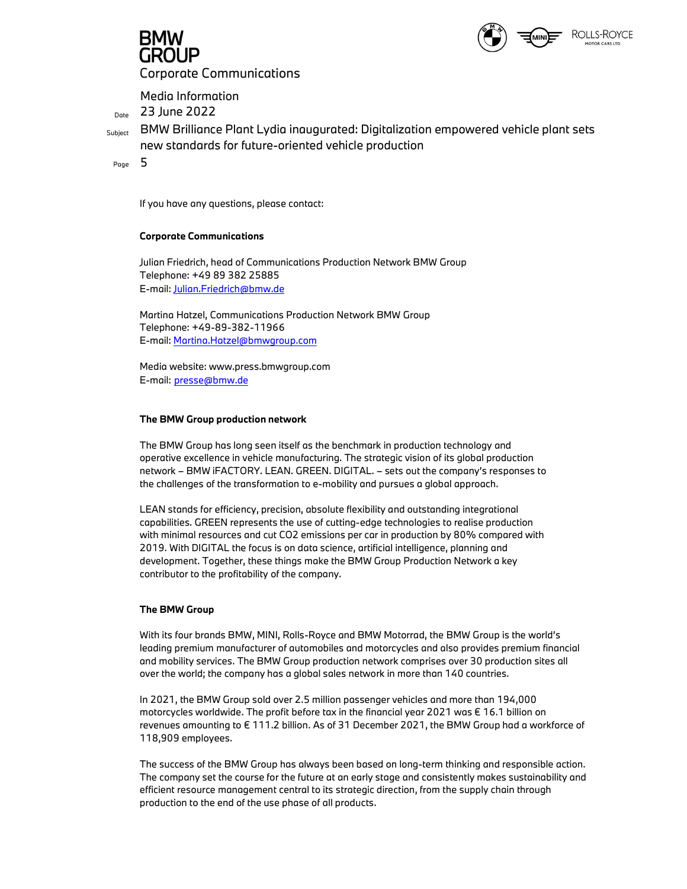If you have any questions, please contact:

**Corporate Communications**

Julian Friedrich, head of Communications Production Network BMW Group
Telephone: +49 89 382 25885
E-mail: Julian.Friedrich@bmw.de

Martina Hatzel, Communications Production Network BMW Group
Telephone: +49-89-382-11966
E-mail: Martina.Hatzel@bmwgroup.com

Media website: www.press.bmwgroup.com
E-mail: presse@bmw.de

**The BMW Group production network**

The BMW Group has long seen itself as the benchmark in production technology and operative excellence in vehicle manufacturing. The strategic vision of its global production network – BMW iFACTORY. LEAN. GREEN. DIGITAL. – sets out the company's responses to the challenges of the transformation to e-mobility and pursues a global approach.

LEAN stands for efficiency, precision, absolute flexibility and outstanding integrational capabilities. GREEN represents the use of cutting-edge technologies to realise production with minimal resources and cut $CO_2$ emissions per car in production by 80% compared with 2019. With DIGITAL the focus is on data science, artificial intelligence, planning and development. Together, these things make the BMW Group Production Network a key contributor to the profitability of the company.

**The BMW Group**

With its four brands BMW, MINI, Rolls-Royce and BMW Motorrad, the BMW Group is the world's leading premium manufacturer of automobiles and motorcycles and also provides premium financial and mobility services. The BMW Group production network comprises over 30 production sites all over the world; the company has a global sales network in more than 140 countries.

In 2021, the BMW Group sold over 2.5 million passenger vehicles and more than 194,000 motorcycles worldwide. The profit before tax in the financial year 2021 was € 16.1 billion on revenues amounting to € 111.2 billion. As of 31 December 2021, the BMW Group had a workforce of 118,909 employees.

The success of the BMW Group has always been based on long-term thinking and responsible action. The company set the course for the future at an early stage and consistently makes sustainability and efficient resource management central to its strategic direction, from the supply chain through production to the end of the use phase of all products.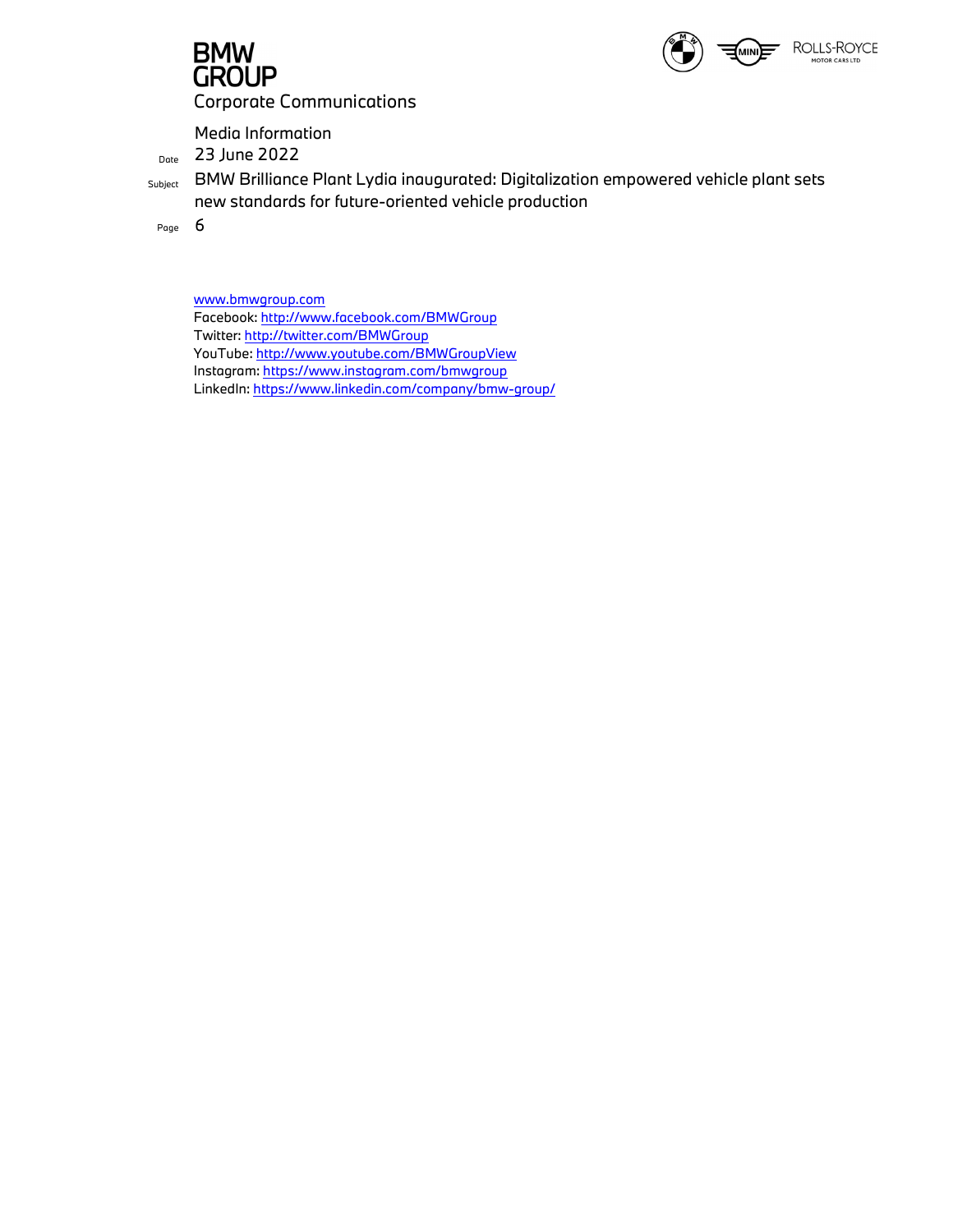www.bmwgroup.com
Facebook: http://www.facebook.com/BMWGroup
Twitter: http://twitter.com/BMWGroup
YouTube: http://www.youtube.com/BMWGroupView
Instagram: https://www.instagram.com/bmwgroup
LinkedIn: https://www.linkedin.com/company/bmw-group/